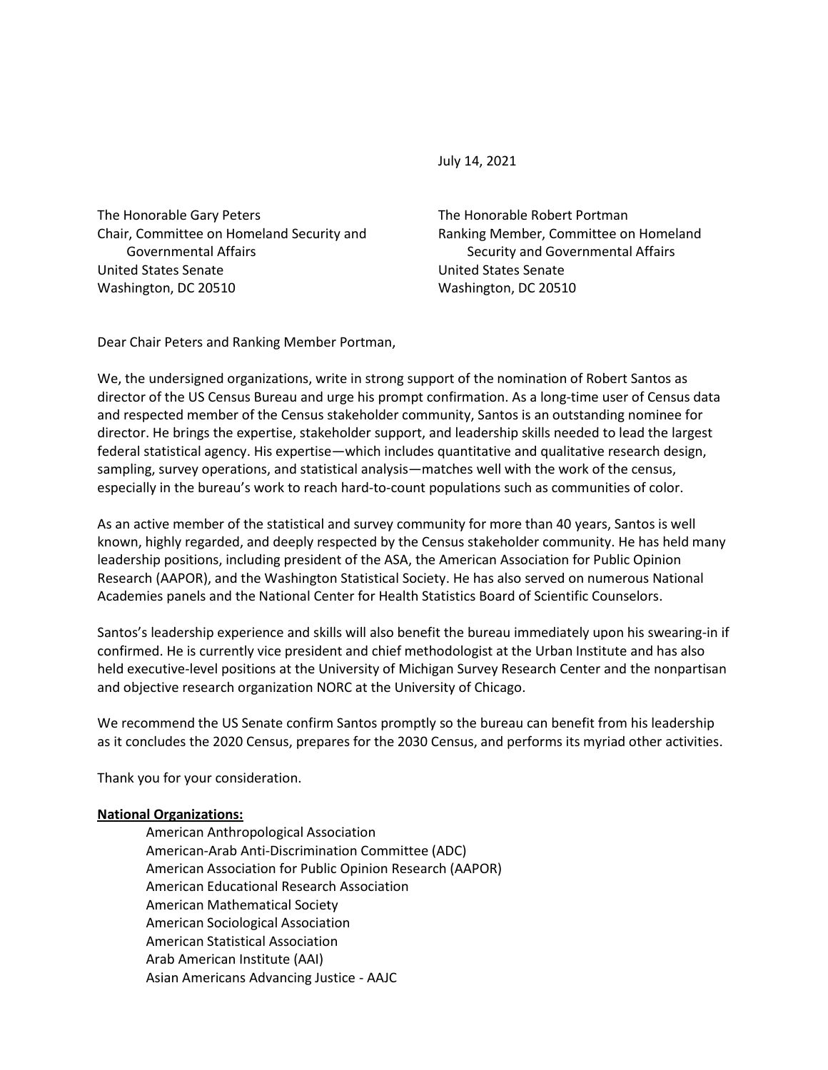July 14, 2021

The Honorable Gary Peters
Chair, Committee on Homeland Security and Governmental Affairs
United States Senate
Washington, DC 20510

The Honorable Robert Portman
Ranking Member, Committee on Homeland Security and Governmental Affairs
United States Senate
Washington, DC 20510

Dear Chair Peters and Ranking Member Portman,

We, the undersigned organizations, write in strong support of the nomination of Robert Santos as director of the US Census Bureau and urge his prompt confirmation. As a long-time user of Census data and respected member of the Census stakeholder community, Santos is an outstanding nominee for director. He brings the expertise, stakeholder support, and leadership skills needed to lead the largest federal statistical agency. His expertise—which includes quantitative and qualitative research design, sampling, survey operations, and statistical analysis—matches well with the work of the census, especially in the bureau's work to reach hard-to-count populations such as communities of color.

As an active member of the statistical and survey community for more than 40 years, Santos is well known, highly regarded, and deeply respected by the Census stakeholder community. He has held many leadership positions, including president of the ASA, the American Association for Public Opinion Research (AAPOR), and the Washington Statistical Society. He has also served on numerous National Academies panels and the National Center for Health Statistics Board of Scientific Counselors.

Santos's leadership experience and skills will also benefit the bureau immediately upon his swearing-in if confirmed. He is currently vice president and chief methodologist at the Urban Institute and has also held executive-level positions at the University of Michigan Survey Research Center and the nonpartisan and objective research organization NORC at the University of Chicago.

We recommend the US Senate confirm Santos promptly so the bureau can benefit from his leadership as it concludes the 2020 Census, prepares for the 2030 Census, and performs its myriad other activities.

Thank you for your consideration.

**National Organizations:**

American Anthropological Association
American-Arab Anti-Discrimination Committee (ADC)
American Association for Public Opinion Research (AAPOR)
American Educational Research Association
American Mathematical Society
American Sociological Association
American Statistical Association
Arab American Institute (AAI)
Asian Americans Advancing Justice - AAJC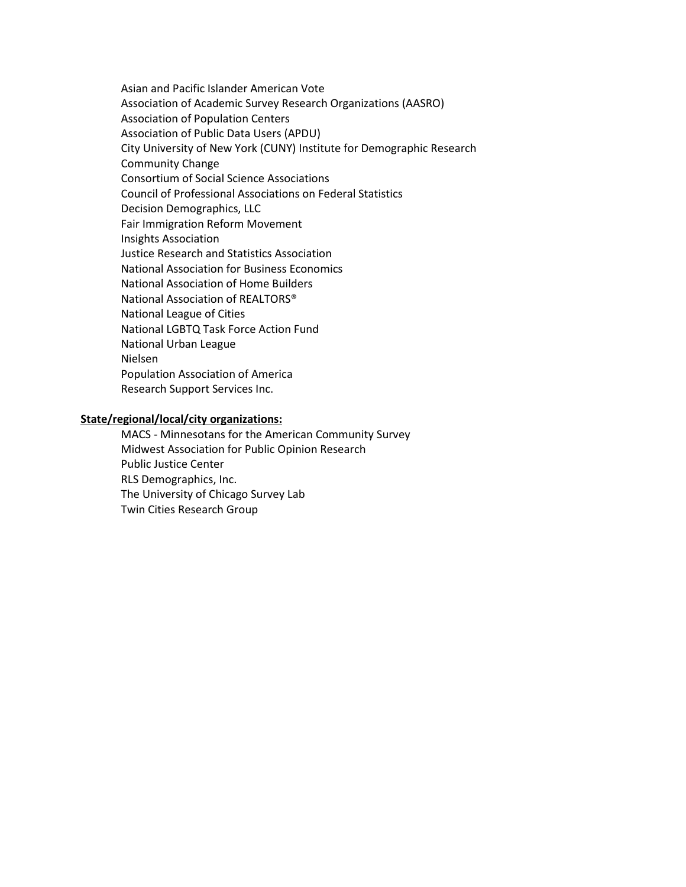Asian and Pacific Islander American Vote
Association of Academic Survey Research Organizations (AASRO)
Association of Population Centers
Association of Public Data Users (APDU)
City University of New York (CUNY) Institute for Demographic Research
Community Change
Consortium of Social Science Associations
Council of Professional Associations on Federal Statistics
Decision Demographics, LLC
Fair Immigration Reform Movement
Insights Association
Justice Research and Statistics Association
National Association for Business Economics
National Association of Home Builders
National Association of REALTORS®
National League of Cities
National LGBTQ Task Force Action Fund
National Urban League
Nielsen
Population Association of America
Research Support Services Inc.

**State/regional/local/city organizations:**

MACS - Minnesotans for the American Community Survey
Midwest Association for Public Opinion Research
Public Justice Center
RLS Demographics, Inc.
The University of Chicago Survey Lab
Twin Cities Research Group